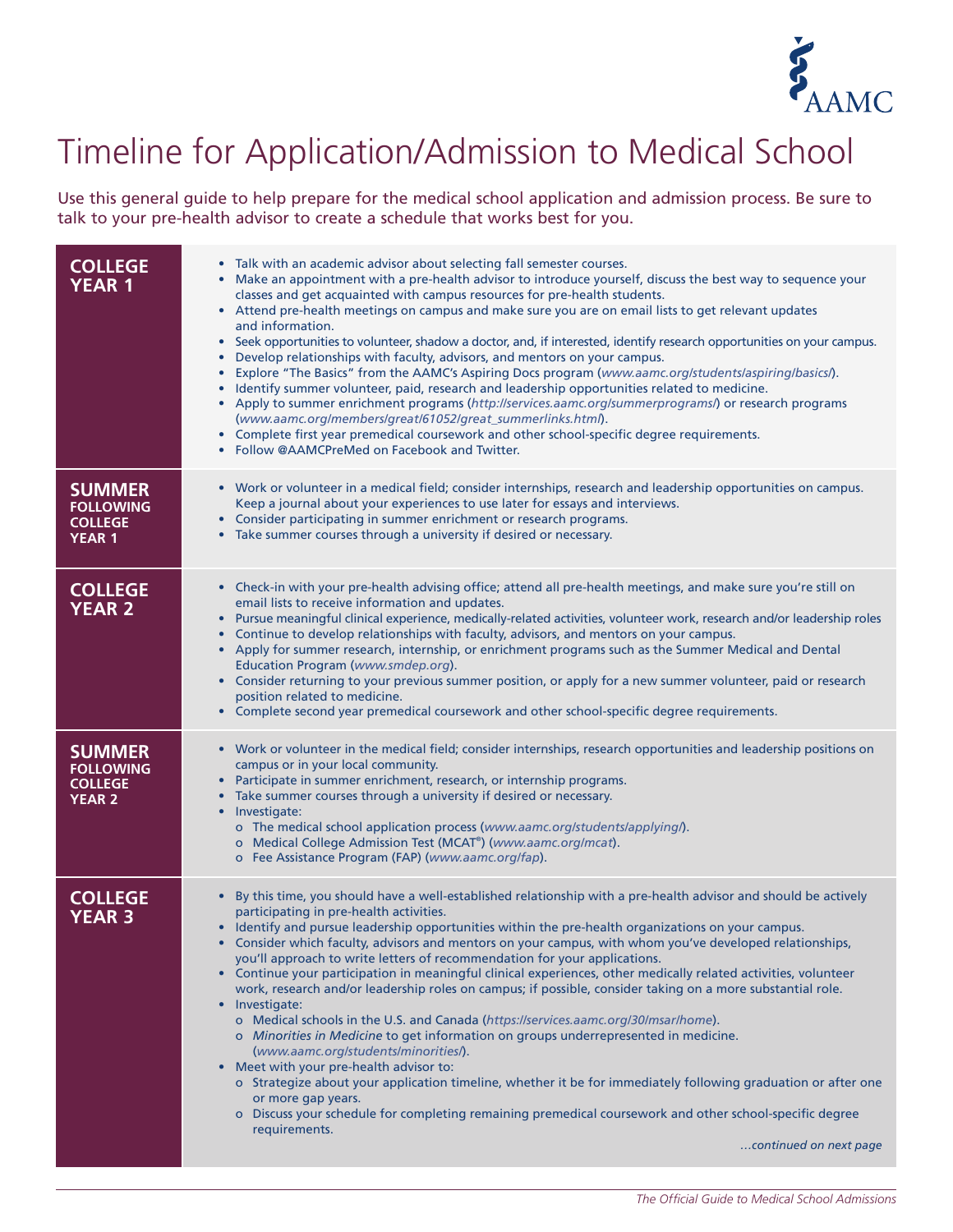# Timeline for Application/Admission to Medical School

Use this general guide to help prepare for the medical school application and admission process. Be sure to talk to your pre-health advisor to create a schedule that works best for you.

## COLLEGE YEAR 1

- Talk with an academic advisor about selecting fall semester courses.
- Make an appointment with a pre-health advisor to introduce yourself, discuss the best way to sequence your classes and get acquainted with campus resources for pre-health students.
- Attend pre-health meetings on campus and make sure you are on email lists to get relevant updates and information.
- Seek opportunities to volunteer, shadow a doctor, and, if interested, identify research opportunities on your campus.
- Develop relationships with faculty, advisors, and mentors on your campus.
- Explore "The Basics" from the AAMC's Aspiring Docs program (*www.aamc.org/students/aspiring/basics/*).
- Identify summer volunteer, paid, research and leadership opportunities related to medicine.
- Apply to summer enrichment programs (*http://services.aamc.org/summerprograms/*) or research programs (*www.aamc.org/members/great/61052/great_summerlinks.html*).
- Complete first year premedical coursework and other school-specific degree requirements.
- Follow @AAMCPreMed on Facebook and Twitter.

## SUMMER FOLLOWING COLLEGE YEAR 1

- Work or volunteer in a medical field; consider internships, research and leadership opportunities on campus. Keep a journal about your experiences to use later for essays and interviews.
- Consider participating in summer enrichment or research programs.
- Take summer courses through a university if desired or necessary.

## COLLEGE YEAR 2

- Check-in with your pre-health advising office; attend all pre-health meetings, and make sure you're still on email lists to receive information and updates.
- Pursue meaningful clinical experience, medically-related activities, volunteer work, research and/or leadership roles
- Continue to develop relationships with faculty, advisors, and mentors on your campus.
- Apply for summer research, internship, or enrichment programs such as the Summer Medical and Dental Education Program (*www.smdep.org*).
- Consider returning to your previous summer position, or apply for a new summer volunteer, paid or research position related to medicine.
- Complete second year premedical coursework and other school-specific degree requirements.

## SUMMER FOLLOWING COLLEGE YEAR 2

- Work or volunteer in the medical field; consider internships, research opportunities and leadership positions on campus or in your local community.
- Participate in summer enrichment, research, or internship programs.
- Take summer courses through a university if desired or necessary.
- Investigate:
  - The medical school application process (*www.aamc.org/students/applying/*).
  - Medical College Admission Test (MCAT®) (*www.aamc.org/mcat*).
  - Fee Assistance Program (FAP) (*www.aamc.org/fap*).

## COLLEGE YEAR 3

- By this time, you should have a well-established relationship with a pre-health advisor and should be actively participating in pre-health activities.
- Identify and pursue leadership opportunities within the pre-health organizations on your campus.
- Consider which faculty, advisors and mentors on your campus, with whom you've developed relationships, you'll approach to write letters of recommendation for your applications.
- Continue your participation in meaningful clinical experiences, other medically related activities, volunteer work, research and/or leadership roles on campus; if possible, consider taking on a more substantial role.
- Investigate:
  - Medical schools in the U.S. and Canada (*https://services.aamc.org/30/msar/home*).
  - *Minorities in Medicine* to get information on groups underrepresented in medicine. (*www.aamc.org/students/minorities/*).
- Meet with your pre-health advisor to:
  - Strategize about your application timeline, whether it be for immediately following graduation or after one or more gap years.
  - Discuss your schedule for completing remaining premedical coursework and other school-specific degree requirements.

*...continued on next page*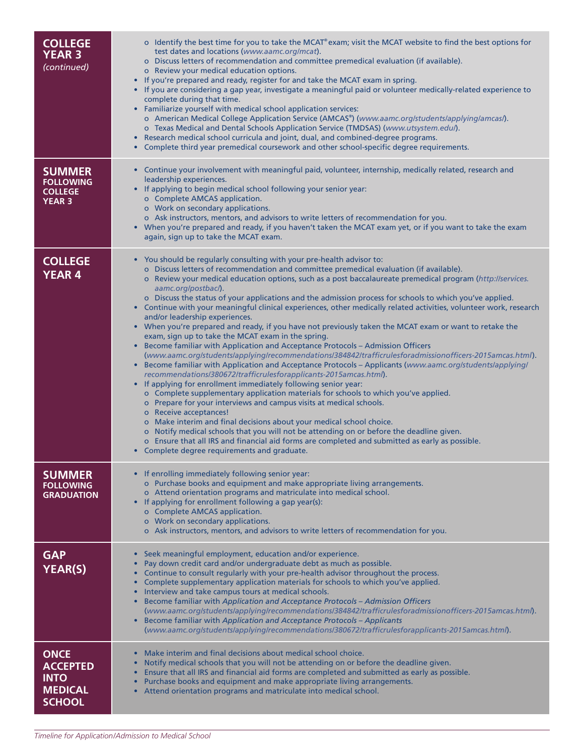## COLLEGE YEAR 3 *(continued)*

- Identify the best time for you to take the MCAT® exam; visit the MCAT website to find the best options for test dates and locations (*www.aamc.org/mcat*).
  - Discuss letters of recommendation and committee premedical evaluation (if available).
  - Review your medical education options.
- If you're prepared and ready, register for and take the MCAT exam in spring.
- If you are considering a gap year, investigate a meaningful paid or volunteer medically-related experience to complete during that time.
- Familiarize yourself with medical school application services:
  - American Medical College Application Service (AMCAS®) (*www.aamc.org/students/applying/amcas/*).
  - Texas Medical and Dental Schools Application Service (TMDSAS) (*www.utsystem.edu/*).
- Research medical school curricula and joint, dual, and combined-degree programs.
- Complete third year premedical coursework and other school-specific degree requirements.

## SUMMER FOLLOWING COLLEGE YEAR 3

- Continue your involvement with meaningful paid, volunteer, internship, medically related, research and leadership experiences.
- If applying to begin medical school following your senior year:
  - Complete AMCAS application.
  - Work on secondary applications.
  - Ask instructors, mentors, and advisors to write letters of recommendation for you.
- When you're prepared and ready, if you haven't taken the MCAT exam yet, or if you want to take the exam again, sign up to take the MCAT exam.

## COLLEGE YEAR 4

- You should be regularly consulting with your pre-health advisor to:
  - Discuss letters of recommendation and committee premedical evaluation (if available).
  - Review your medical education options, such as a post baccalaureate premedical program (*http://services.aamc.org/postbac/*).
  - Discuss the status of your applications and the admission process for schools to which you've applied.
- Continue with your meaningful clinical experiences, other medically related activities, volunteer work, research and/or leadership experiences.
- When you're prepared and ready, if you have not previously taken the MCAT exam or want to retake the exam, sign up to take the MCAT exam in the spring.
- Become familiar with Application and Acceptance Protocols – Admission Officers (*www.aamc.org/students/applying/recommendations/384842/trafficrulesforadmissionofficers-2015amcas.html*).
- Become familiar with Application and Acceptance Protocols – Applicants (*www.aamc.org/students/applying/recommendations/380672/trafficrulesforapplicants-2015amcas.html*).
- If applying for enrollment immediately following senior year:
  - Complete supplementary application materials for schools to which you've applied.
  - Prepare for your interviews and campus visits at medical schools.
  - Receive acceptances!
  - Make interim and final decisions about your medical school choice.
  - Notify medical schools that you will not be attending on or before the deadline given.
  - Ensure that all IRS and financial aid forms are completed and submitted as early as possible.
- Complete degree requirements and graduate.

## SUMMER FOLLOWING GRADUATION

- If enrolling immediately following senior year:
  - Purchase books and equipment and make appropriate living arrangements.
  - Attend orientation programs and matriculate into medical school.
- If applying for enrollment following a gap year(s):
  - Complete AMCAS application.
  - Work on secondary applications.
  - Ask instructors, mentors, and advisors to write letters of recommendation for you.

## GAP YEAR(S)

- Seek meaningful employment, education and/or experience.
- Pay down credit card and/or undergraduate debt as much as possible.
- Continue to consult regularly with your pre-health advisor throughout the process.
- Complete supplementary application materials for schools to which you've applied.
- Interview and take campus tours at medical schools.
- Become familiar with *Application and Acceptance Protocols – Admission Officers* (*www.aamc.org/students/applying/recommendations/384842/trafficrulesforadmissionofficers-2015amcas.html*).
- Become familiar with *Application and Acceptance Protocols – Applicants* (*www.aamc.org/students/applying/recommendations/380672/trafficrulesforapplicants-2015amcas.html*).

## ONCE ACCEPTED INTO MEDICAL SCHOOL

- Make interim and final decisions about medical school choice.
- Notify medical schools that you will not be attending on or before the deadline given.
- Ensure that all IRS and financial aid forms are completed and submitted as early as possible.
- Purchase books and equipment and make appropriate living arrangements.
- Attend orientation programs and matriculate into medical school.